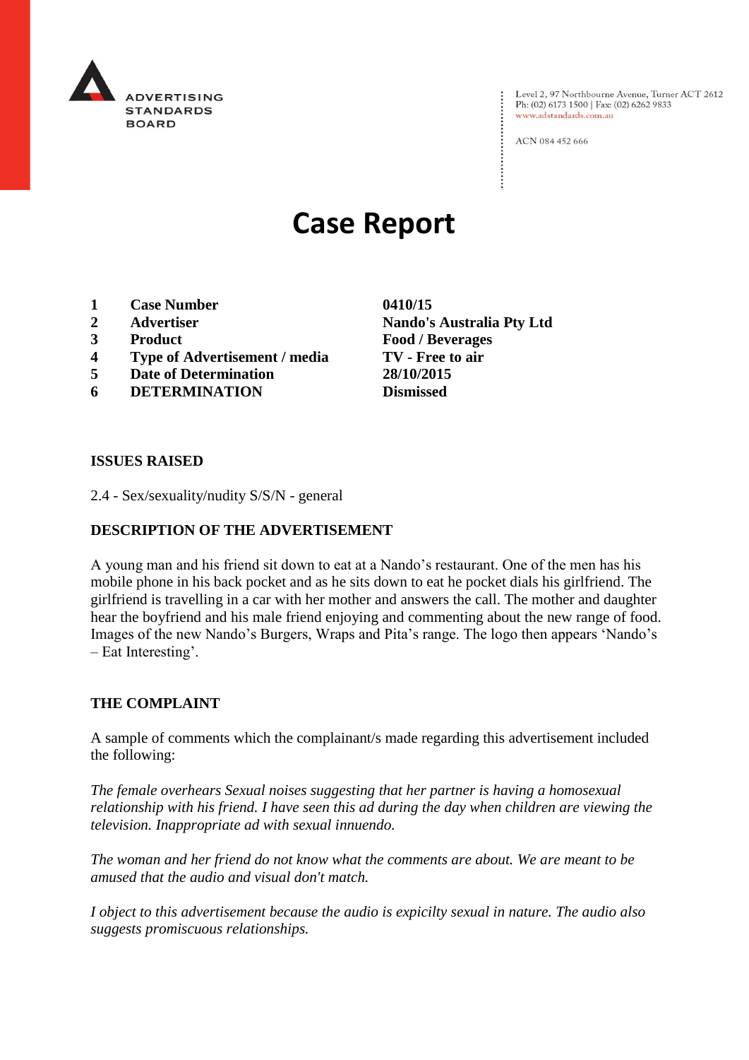ADVERTISING STANDARDS BOARD

Level 2, 97 Northbourne Avenue, Turner ACT 2612
Ph: (02) 6173 1500 | Fax: (02) 6262 9833
www.adstandards.com.au

ACN 084 452 666

# Case Report

| | | |
|---|---|---|
| **1** | **Case Number** | **0410/15** |
| **2** | **Advertiser** | **Nando's Australia Pty Ltd** |
| **3** | **Product** | **Food / Beverages** |
| **4** | **Type of Advertisement / media** | **TV - Free to air** |
| **5** | **Date of Determination** | **28/10/2015** |
| **6** | **DETERMINATION** | **Dismissed** |

**ISSUES RAISED**

2.4 - Sex/sexuality/nudity S/S/N - general

**DESCRIPTION OF THE ADVERTISEMENT**

A young man and his friend sit down to eat at a Nando's restaurant. One of the men has his mobile phone in his back pocket and as he sits down to eat he pocket dials his girlfriend. The girlfriend is travelling in a car with her mother and answers the call. The mother and daughter hear the boyfriend and his male friend enjoying and commenting about the new range of food. Images of the new Nando's Burgers, Wraps and Pita's range. The logo then appears 'Nando's – Eat Interesting'.

**THE COMPLAINT**

A sample of comments which the complainant/s made regarding this advertisement included the following:

*The female overhears Sexual noises suggesting that her partner is having a homosexual relationship with his friend. I have seen this ad during the day when children are viewing the television. Inappropriate ad with sexual innuendo.*

*The woman and her friend do not know what the comments are about. We are meant to be amused that the audio and visual don't match.*

*I object to this advertisement because the audio is expicilty sexual in nature. The audio also suggests promiscuous relationships.*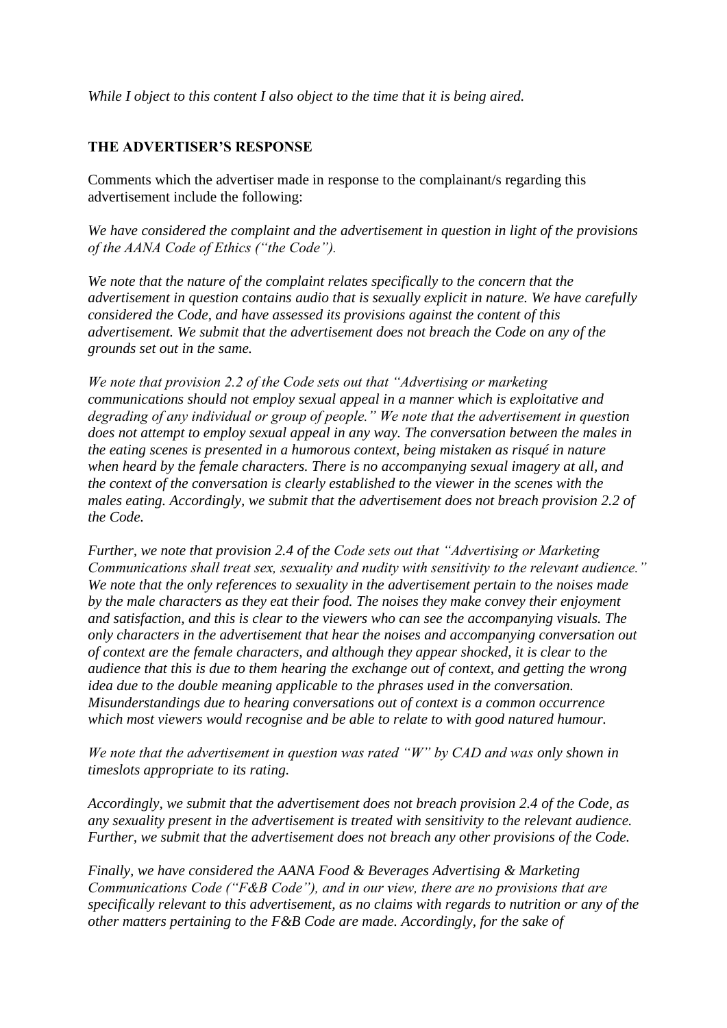*While I object to this content I also object to the time that it is being aired.*

## THE ADVERTISER'S RESPONSE

Comments which the advertiser made in response to the complainant/s regarding this advertisement include the following:

*We have considered the complaint and the advertisement in question in light of the provisions of the AANA Code of Ethics ("the Code").*

*We note that the nature of the complaint relates specifically to the concern that the advertisement in question contains audio that is sexually explicit in nature. We have carefully considered the Code, and have assessed its provisions against the content of this advertisement. We submit that the advertisement does not breach the Code on any of the grounds set out in the same.*

*We note that provision 2.2 of the Code sets out that "Advertising or marketing communications should not employ sexual appeal in a manner which is exploitative and degrading of any individual or group of people." We note that the advertisement in question does not attempt to employ sexual appeal in any way. The conversation between the males in the eating scenes is presented in a humorous context, being mistaken as risqué in nature when heard by the female characters. There is no accompanying sexual imagery at all, and the context of the conversation is clearly established to the viewer in the scenes with the males eating. Accordingly, we submit that the advertisement does not breach provision 2.2 of the Code.*

*Further, we note that provision 2.4 of the Code sets out that "Advertising or Marketing Communications shall treat sex, sexuality and nudity with sensitivity to the relevant audience." We note that the only references to sexuality in the advertisement pertain to the noises made by the male characters as they eat their food. The noises they make convey their enjoyment and satisfaction, and this is clear to the viewers who can see the accompanying visuals. The only characters in the advertisement that hear the noises and accompanying conversation out of context are the female characters, and although they appear shocked, it is clear to the audience that this is due to them hearing the exchange out of context, and getting the wrong idea due to the double meaning applicable to the phrases used in the conversation. Misunderstandings due to hearing conversations out of context is a common occurrence which most viewers would recognise and be able to relate to with good natured humour.*

*We note that the advertisement in question was rated "W" by CAD and was only shown in timeslots appropriate to its rating.*

*Accordingly, we submit that the advertisement does not breach provision 2.4 of the Code, as any sexuality present in the advertisement is treated with sensitivity to the relevant audience. Further, we submit that the advertisement does not breach any other provisions of the Code.*

*Finally, we have considered the AANA Food & Beverages Advertising & Marketing Communications Code ("F&B Code"), and in our view, there are no provisions that are specifically relevant to this advertisement, as no claims with regards to nutrition or any of the other matters pertaining to the F&B Code are made. Accordingly, for the sake of*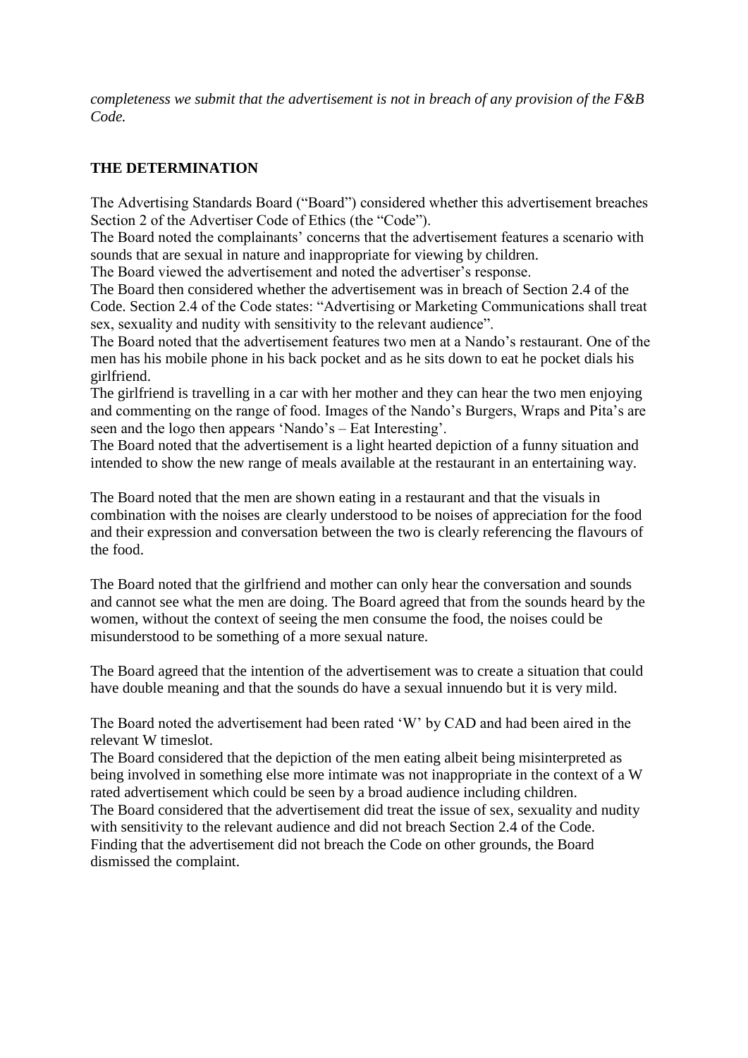*completeness we submit that the advertisement is not in breach of any provision of the F&B Code.*

## THE DETERMINATION

The Advertising Standards Board ("Board") considered whether this advertisement breaches Section 2 of the Advertiser Code of Ethics (the "Code").

The Board noted the complainants' concerns that the advertisement features a scenario with sounds that are sexual in nature and inappropriate for viewing by children.

The Board viewed the advertisement and noted the advertiser's response.

The Board then considered whether the advertisement was in breach of Section 2.4 of the Code. Section 2.4 of the Code states: "Advertising or Marketing Communications shall treat sex, sexuality and nudity with sensitivity to the relevant audience".

The Board noted that the advertisement features two men at a Nando's restaurant. One of the men has his mobile phone in his back pocket and as he sits down to eat he pocket dials his girlfriend.

The girlfriend is travelling in a car with her mother and they can hear the two men enjoying and commenting on the range of food. Images of the Nando's Burgers, Wraps and Pita's are seen and the logo then appears 'Nando's – Eat Interesting'.

The Board noted that the advertisement is a light hearted depiction of a funny situation and intended to show the new range of meals available at the restaurant in an entertaining way.

The Board noted that the men are shown eating in a restaurant and that the visuals in combination with the noises are clearly understood to be noises of appreciation for the food and their expression and conversation between the two is clearly referencing the flavours of the food.

The Board noted that the girlfriend and mother can only hear the conversation and sounds and cannot see what the men are doing. The Board agreed that from the sounds heard by the women, without the context of seeing the men consume the food, the noises could be misunderstood to be something of a more sexual nature.

The Board agreed that the intention of the advertisement was to create a situation that could have double meaning and that the sounds do have a sexual innuendo but it is very mild.

The Board noted the advertisement had been rated 'W' by CAD and had been aired in the relevant W timeslot.

The Board considered that the depiction of the men eating albeit being misinterpreted as being involved in something else more intimate was not inappropriate in the context of a W rated advertisement which could be seen by a broad audience including children.

The Board considered that the advertisement did treat the issue of sex, sexuality and nudity with sensitivity to the relevant audience and did not breach Section 2.4 of the Code.

Finding that the advertisement did not breach the Code on other grounds, the Board dismissed the complaint.